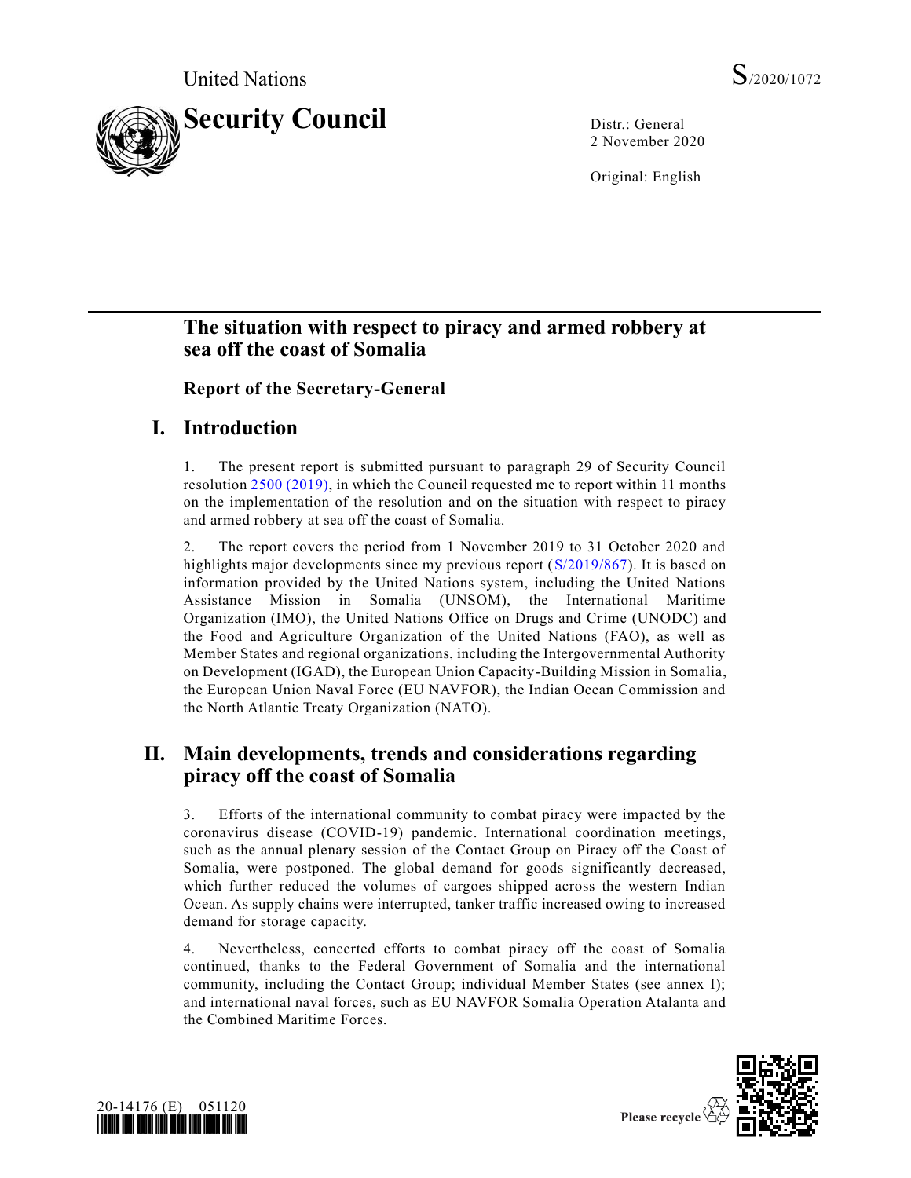United Nations S/2020/1072

# Security Council

Distr.: General
2 November 2020

Original: English

## The situation with respect to piracy and armed robbery at sea off the coast of Somalia

### Report of the Secretary-General

## I. Introduction

1. The present report is submitted pursuant to paragraph 29 of Security Council resolution 2500 (2019), in which the Council requested me to report within 11 months on the implementation of the resolution and on the situation with respect to piracy and armed robbery at sea off the coast of Somalia.

2. The report covers the period from 1 November 2019 to 31 October 2020 and highlights major developments since my previous report (S/2019/867). It is based on information provided by the United Nations system, including the United Nations Assistance Mission in Somalia (UNSOM), the International Maritime Organization (IMO), the United Nations Office on Drugs and Crime (UNODC) and the Food and Agriculture Organization of the United Nations (FAO), as well as Member States and regional organizations, including the Intergovernmental Authority on Development (IGAD), the European Union Capacity-Building Mission in Somalia, the European Union Naval Force (EU NAVFOR), the Indian Ocean Commission and the North Atlantic Treaty Organization (NATO).

## II. Main developments, trends and considerations regarding piracy off the coast of Somalia

3. Efforts of the international community to combat piracy were impacted by the coronavirus disease (COVID-19) pandemic. International coordination meetings, such as the annual plenary session of the Contact Group on Piracy off the Coast of Somalia, were postponed. The global demand for goods significantly decreased, which further reduced the volumes of cargoes shipped across the western Indian Ocean. As supply chains were interrupted, tanker traffic increased owing to increased demand for storage capacity.

4. Nevertheless, concerted efforts to combat piracy off the coast of Somalia continued, thanks to the Federal Government of Somalia and the international community, including the Contact Group; individual Member States (see annex I); and international naval forces, such as EU NAVFOR Somalia Operation Atalanta and the Combined Maritime Forces.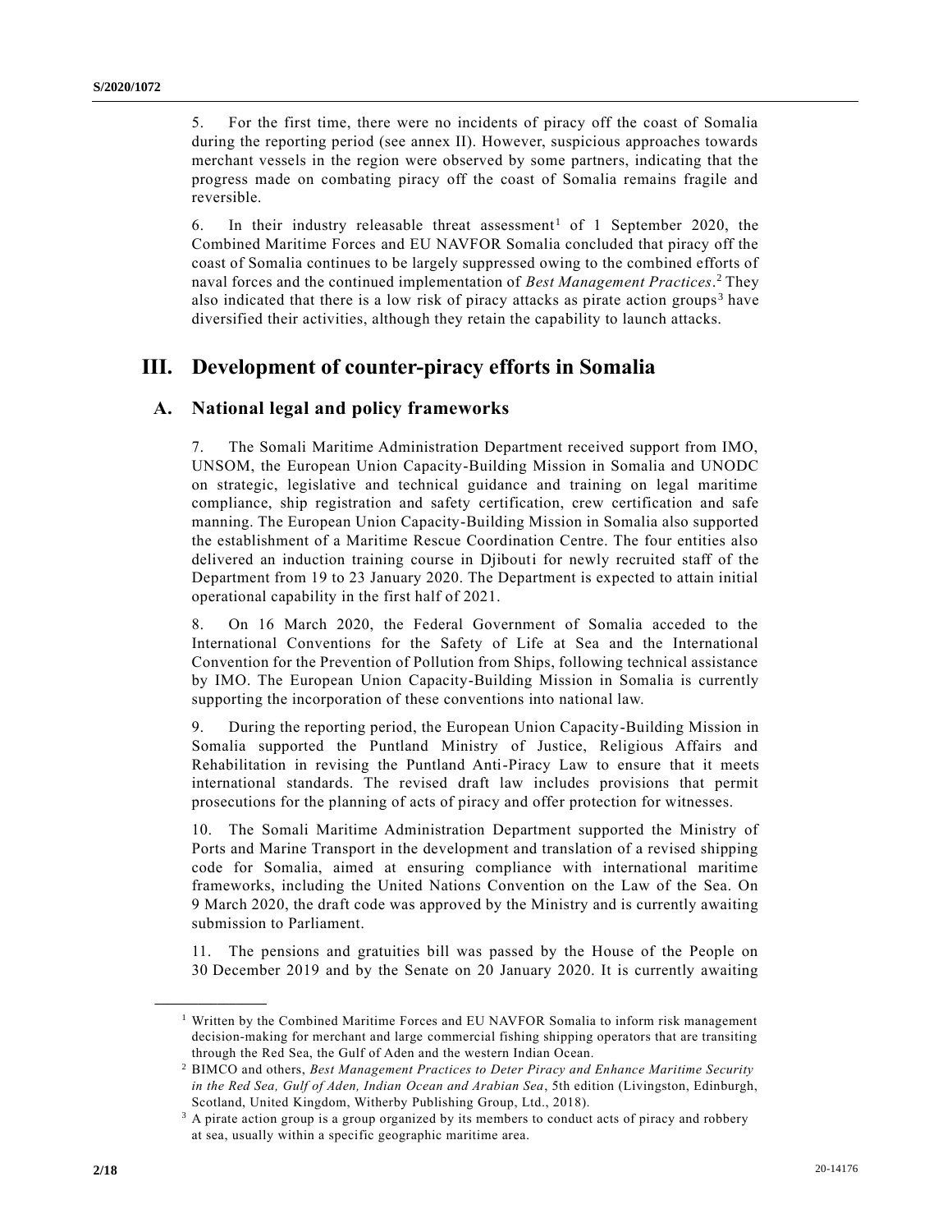5. For the first time, there were no incidents of piracy off the coast of Somalia during the reporting period (see annex II). However, suspicious approaches towards merchant vessels in the region were observed by some partners, indicating that the progress made on combating piracy off the coast of Somalia remains fragile and reversible.

6. In their industry releasable threat assessment[1] of 1 September 2020, the Combined Maritime Forces and EU NAVFOR Somalia concluded that piracy off the coast of Somalia continues to be largely suppressed owing to the combined efforts of naval forces and the continued implementation of *Best Management Practices*.[2] They also indicated that there is a low risk of piracy attacks as pirate action groups[3] have diversified their activities, although they retain the capability to launch attacks.

# III. Development of counter-piracy efforts in Somalia

## A. National legal and policy frameworks

7. The Somali Maritime Administration Department received support from IMO, UNSOM, the European Union Capacity-Building Mission in Somalia and UNODC on strategic, legislative and technical guidance and training on legal maritime compliance, ship registration and safety certification, crew certification and safe manning. The European Union Capacity-Building Mission in Somalia also supported the establishment of a Maritime Rescue Coordination Centre. The four entities also delivered an induction training course in Djibouti for newly recruited staff of the Department from 19 to 23 January 2020. The Department is expected to attain initial operational capability in the first half of 2021.

8. On 16 March 2020, the Federal Government of Somalia acceded to the International Conventions for the Safety of Life at Sea and the International Convention for the Prevention of Pollution from Ships, following technical assistance by IMO. The European Union Capacity-Building Mission in Somalia is currently supporting the incorporation of these conventions into national law.

9. During the reporting period, the European Union Capacity-Building Mission in Somalia supported the Puntland Ministry of Justice, Religious Affairs and Rehabilitation in revising the Puntland Anti-Piracy Law to ensure that it meets international standards. The revised draft law includes provisions that permit prosecutions for the planning of acts of piracy and offer protection for witnesses.

10. The Somali Maritime Administration Department supported the Ministry of Ports and Marine Transport in the development and translation of a revised shipping code for Somalia, aimed at ensuring compliance with international maritime frameworks, including the United Nations Convention on the Law of the Sea. On 9 March 2020, the draft code was approved by the Ministry and is currently awaiting submission to Parliament.

11. The pensions and gratuities bill was passed by the House of the People on 30 December 2019 and by the Senate on 20 January 2020. It is currently awaiting

---

[1] Written by the Combined Maritime Forces and EU NAVFOR Somalia to inform risk management decision-making for merchant and large commercial fishing shipping operators that are transiting through the Red Sea, the Gulf of Aden and the western Indian Ocean.

[2] BIMCO and others, *Best Management Practices to Deter Piracy and Enhance Maritime Security in the Red Sea, Gulf of Aden, Indian Ocean and Arabian Sea*, 5th edition (Livingston, Edinburgh, Scotland, United Kingdom, Witherby Publishing Group, Ltd., 2018).

[3] A pirate action group is a group organized by its members to conduct acts of piracy and robbery at sea, usually within a specific geographic maritime area.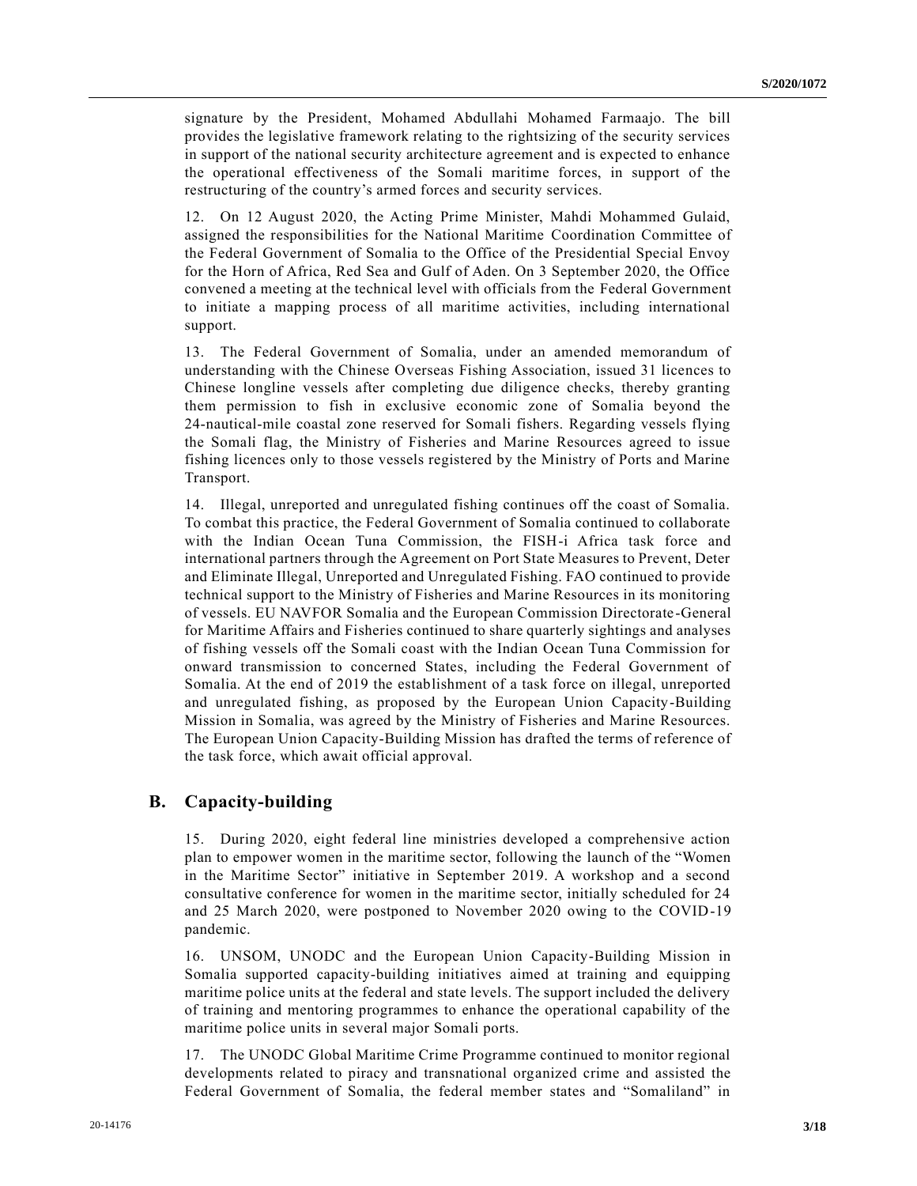signature by the President, Mohamed Abdullahi Mohamed Farmaajo. The bill provides the legislative framework relating to the rightsizing of the security services in support of the national security architecture agreement and is expected to enhance the operational effectiveness of the Somali maritime forces, in support of the restructuring of the country's armed forces and security services.

12. On 12 August 2020, the Acting Prime Minister, Mahdi Mohammed Gulaid, assigned the responsibilities for the National Maritime Coordination Committee of the Federal Government of Somalia to the Office of the Presidential Special Envoy for the Horn of Africa, Red Sea and Gulf of Aden. On 3 September 2020, the Office convened a meeting at the technical level with officials from the Federal Government to initiate a mapping process of all maritime activities, including international support.

13. The Federal Government of Somalia, under an amended memorandum of understanding with the Chinese Overseas Fishing Association, issued 31 licences to Chinese longline vessels after completing due diligence checks, thereby granting them permission to fish in exclusive economic zone of Somalia beyond the 24-nautical-mile coastal zone reserved for Somali fishers. Regarding vessels flying the Somali flag, the Ministry of Fisheries and Marine Resources agreed to issue fishing licences only to those vessels registered by the Ministry of Ports and Marine Transport.

14. Illegal, unreported and unregulated fishing continues off the coast of Somalia. To combat this practice, the Federal Government of Somalia continued to collaborate with the Indian Ocean Tuna Commission, the FISH-i Africa task force and international partners through the Agreement on Port State Measures to Prevent, Deter and Eliminate Illegal, Unreported and Unregulated Fishing. FAO continued to provide technical support to the Ministry of Fisheries and Marine Resources in its monitoring of vessels. EU NAVFOR Somalia and the European Commission Directorate-General for Maritime Affairs and Fisheries continued to share quarterly sightings and analyses of fishing vessels off the Somali coast with the Indian Ocean Tuna Commission for onward transmission to concerned States, including the Federal Government of Somalia. At the end of 2019 the establishment of a task force on illegal, unreported and unregulated fishing, as proposed by the European Union Capacity-Building Mission in Somalia, was agreed by the Ministry of Fisheries and Marine Resources. The European Union Capacity-Building Mission has drafted the terms of reference of the task force, which await official approval.

## B. Capacity-building

15. During 2020, eight federal line ministries developed a comprehensive action plan to empower women in the maritime sector, following the launch of the "Women in the Maritime Sector" initiative in September 2019. A workshop and a second consultative conference for women in the maritime sector, initially scheduled for 24 and 25 March 2020, were postponed to November 2020 owing to the COVID-19 pandemic.

16. UNSOM, UNODC and the European Union Capacity-Building Mission in Somalia supported capacity-building initiatives aimed at training and equipping maritime police units at the federal and state levels. The support included the delivery of training and mentoring programmes to enhance the operational capability of the maritime police units in several major Somali ports.

17. The UNODC Global Maritime Crime Programme continued to monitor regional developments related to piracy and transnational organized crime and assisted the Federal Government of Somalia, the federal member states and "Somaliland" in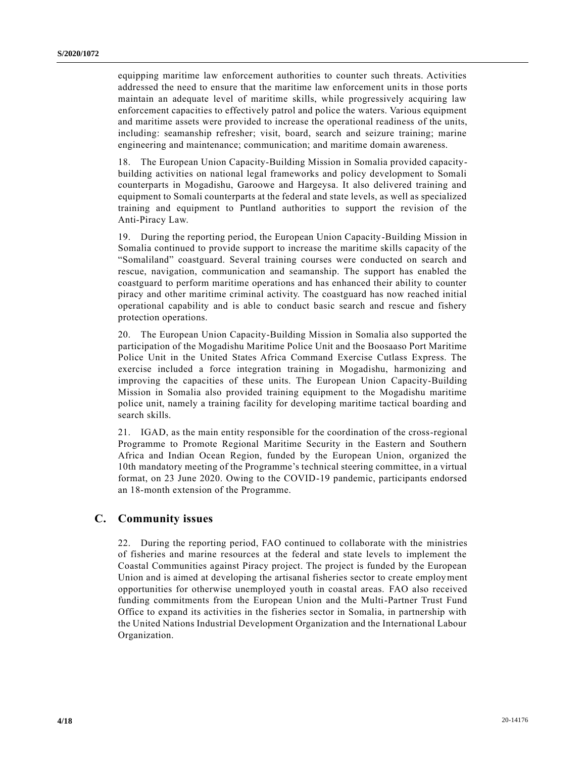equipping maritime law enforcement authorities to counter such threats. Activities addressed the need to ensure that the maritime law enforcement units in those ports maintain an adequate level of maritime skills, while progressively acquiring law enforcement capacities to effectively patrol and police the waters. Various equipment and maritime assets were provided to increase the operational readiness of the units, including: seamanship refresher; visit, board, search and seizure training; marine engineering and maintenance; communication; and maritime domain awareness.

18. The European Union Capacity-Building Mission in Somalia provided capacity-building activities on national legal frameworks and policy development to Somali counterparts in Mogadishu, Garoowe and Hargeysa. It also delivered training and equipment to Somali counterparts at the federal and state levels, as well as specialized training and equipment to Puntland authorities to support the revision of the Anti-Piracy Law.

19. During the reporting period, the European Union Capacity-Building Mission in Somalia continued to provide support to increase the maritime skills capacity of the "Somaliland" coastguard. Several training courses were conducted on search and rescue, navigation, communication and seamanship. The support has enabled the coastguard to perform maritime operations and has enhanced their ability to counter piracy and other maritime criminal activity. The coastguard has now reached initial operational capability and is able to conduct basic search and rescue and fishery protection operations.

20. The European Union Capacity-Building Mission in Somalia also supported the participation of the Mogadishu Maritime Police Unit and the Boosaaso Port Maritime Police Unit in the United States Africa Command Exercise Cutlass Express. The exercise included a force integration training in Mogadishu, harmonizing and improving the capacities of these units. The European Union Capacity-Building Mission in Somalia also provided training equipment to the Mogadishu maritime police unit, namely a training facility for developing maritime tactical boarding and search skills.

21. IGAD, as the main entity responsible for the coordination of the cross-regional Programme to Promote Regional Maritime Security in the Eastern and Southern Africa and Indian Ocean Region, funded by the European Union, organized the 10th mandatory meeting of the Programme's technical steering committee, in a virtual format, on 23 June 2020. Owing to the COVID-19 pandemic, participants endorsed an 18-month extension of the Programme.

## C. Community issues

22. During the reporting period, FAO continued to collaborate with the ministries of fisheries and marine resources at the federal and state levels to implement the Coastal Communities against Piracy project. The project is funded by the European Union and is aimed at developing the artisanal fisheries sector to create employment opportunities for otherwise unemployed youth in coastal areas. FAO also received funding commitments from the European Union and the Multi-Partner Trust Fund Office to expand its activities in the fisheries sector in Somalia, in partnership with the United Nations Industrial Development Organization and the International Labour Organization.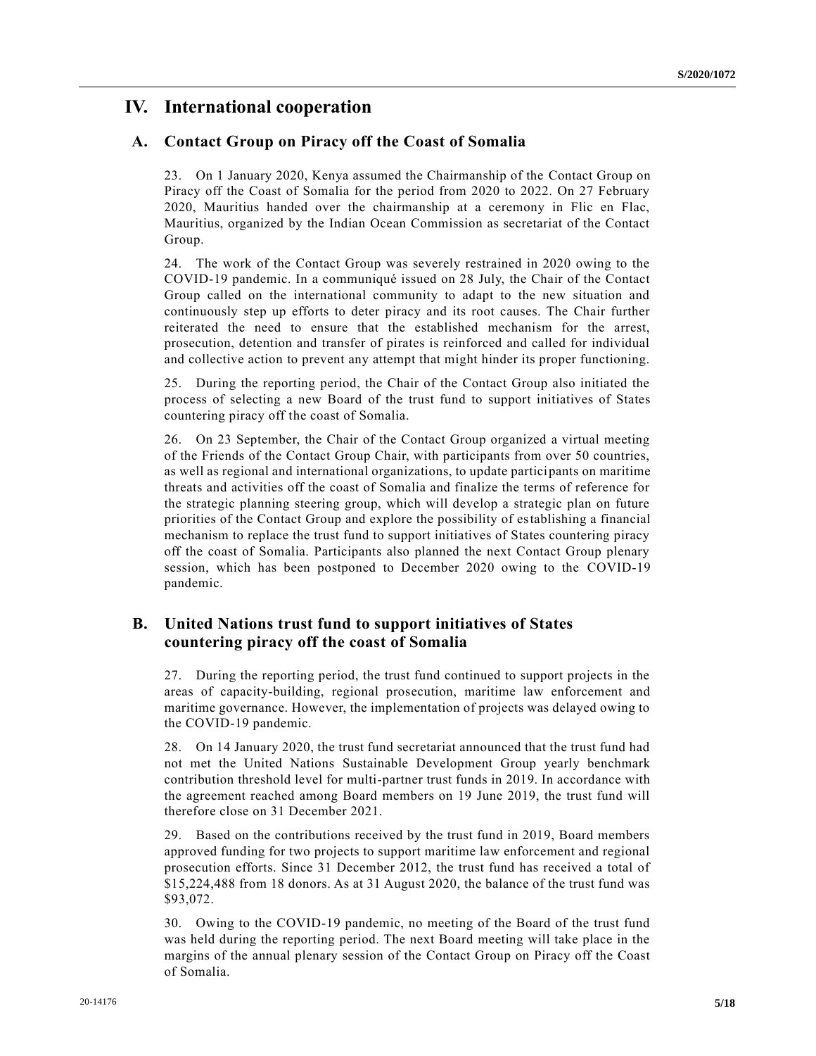# IV. International cooperation

## A. Contact Group on Piracy off the Coast of Somalia

23. On 1 January 2020, Kenya assumed the Chairmanship of the Contact Group on Piracy off the Coast of Somalia for the period from 2020 to 2022. On 27 February 2020, Mauritius handed over the chairmanship at a ceremony in Flic en Flac, Mauritius, organized by the Indian Ocean Commission as secretariat of the Contact Group.

24. The work of the Contact Group was severely restrained in 2020 owing to the COVID-19 pandemic. In a communiqué issued on 28 July, the Chair of the Contact Group called on the international community to adapt to the new situation and continuously step up efforts to deter piracy and its root causes. The Chair further reiterated the need to ensure that the established mechanism for the arrest, prosecution, detention and transfer of pirates is reinforced and called for individual and collective action to prevent any attempt that might hinder its proper functioning.

25. During the reporting period, the Chair of the Contact Group also initiated the process of selecting a new Board of the trust fund to support initiatives of States countering piracy off the coast of Somalia.

26. On 23 September, the Chair of the Contact Group organized a virtual meeting of the Friends of the Contact Group Chair, with participants from over 50 countries, as well as regional and international organizations, to update participants on maritime threats and activities off the coast of Somalia and finalize the terms of reference for the strategic planning steering group, which will develop a strategic plan on future priorities of the Contact Group and explore the possibility of establishing a financial mechanism to replace the trust fund to support initiatives of States countering piracy off the coast of Somalia. Participants also planned the next Contact Group plenary session, which has been postponed to December 2020 owing to the COVID-19 pandemic.

## B. United Nations trust fund to support initiatives of States countering piracy off the coast of Somalia

27. During the reporting period, the trust fund continued to support projects in the areas of capacity-building, regional prosecution, maritime law enforcement and maritime governance. However, the implementation of projects was delayed owing to the COVID-19 pandemic.

28. On 14 January 2020, the trust fund secretariat announced that the trust fund had not met the United Nations Sustainable Development Group yearly benchmark contribution threshold level for multi-partner trust funds in 2019. In accordance with the agreement reached among Board members on 19 June 2019, the trust fund will therefore close on 31 December 2021.

29. Based on the contributions received by the trust fund in 2019, Board members approved funding for two projects to support maritime law enforcement and regional prosecution efforts. Since 31 December 2012, the trust fund has received a total of $15,224,488 from 18 donors. As at 31 August 2020, the balance of the trust fund was $93,072.

30. Owing to the COVID-19 pandemic, no meeting of the Board of the trust fund was held during the reporting period. The next Board meeting will take place in the margins of the annual plenary session of the Contact Group on Piracy off the Coast of Somalia.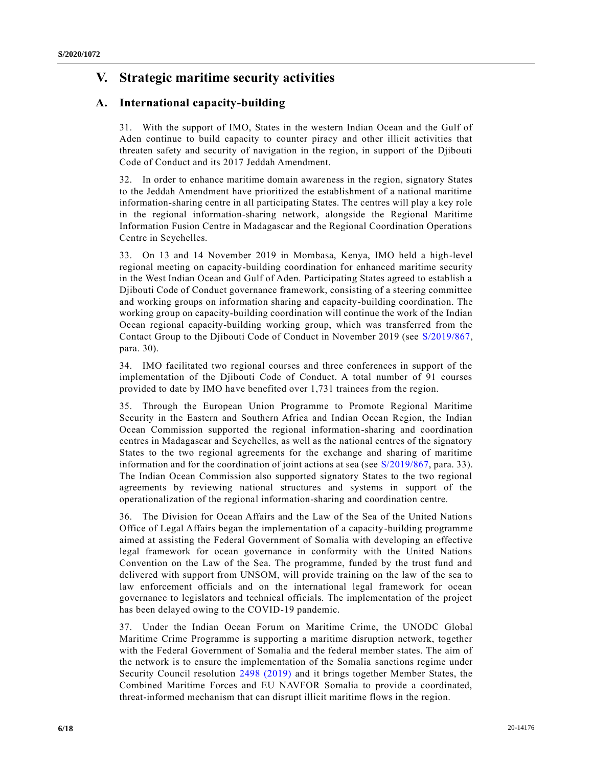## V. Strategic maritime security activities

### A. International capacity-building

31. With the support of IMO, States in the western Indian Ocean and the Gulf of Aden continue to build capacity to counter piracy and other illicit activities that threaten safety and security of navigation in the region, in support of the Djibouti Code of Conduct and its 2017 Jeddah Amendment.

32. In order to enhance maritime domain awareness in the region, signatory States to the Jeddah Amendment have prioritized the establishment of a national maritime information-sharing centre in all participating States. The centres will play a key role in the regional information-sharing network, alongside the Regional Maritime Information Fusion Centre in Madagascar and the Regional Coordination Operations Centre in Seychelles.

33. On 13 and 14 November 2019 in Mombasa, Kenya, IMO held a high-level regional meeting on capacity-building coordination for enhanced maritime security in the West Indian Ocean and Gulf of Aden. Participating States agreed to establish a Djibouti Code of Conduct governance framework, consisting of a steering committee and working groups on information sharing and capacity-building coordination. The working group on capacity-building coordination will continue the work of the Indian Ocean regional capacity-building working group, which was transferred from the Contact Group to the Djibouti Code of Conduct in November 2019 (see S/2019/867, para. 30).

34. IMO facilitated two regional courses and three conferences in support of the implementation of the Djibouti Code of Conduct. A total number of 91 courses provided to date by IMO have benefited over 1,731 trainees from the region.

35. Through the European Union Programme to Promote Regional Maritime Security in the Eastern and Southern Africa and Indian Ocean Region, the Indian Ocean Commission supported the regional information-sharing and coordination centres in Madagascar and Seychelles, as well as the national centres of the signatory States to the two regional agreements for the exchange and sharing of maritime information and for the coordination of joint actions at sea (see S/2019/867, para. 33). The Indian Ocean Commission also supported signatory States to the two regional agreements by reviewing national structures and systems in support of the operationalization of the regional information-sharing and coordination centre.

36. The Division for Ocean Affairs and the Law of the Sea of the United Nations Office of Legal Affairs began the implementation of a capacity-building programme aimed at assisting the Federal Government of Somalia with developing an effective legal framework for ocean governance in conformity with the United Nations Convention on the Law of the Sea. The programme, funded by the trust fund and delivered with support from UNSOM, will provide training on the law of the sea to law enforcement officials and on the international legal framework for ocean governance to legislators and technical officials. The implementation of the project has been delayed owing to the COVID-19 pandemic.

37. Under the Indian Ocean Forum on Maritime Crime, the UNODC Global Maritime Crime Programme is supporting a maritime disruption network, together with the Federal Government of Somalia and the federal member states. The aim of the network is to ensure the implementation of the Somalia sanctions regime under Security Council resolution 2498 (2019) and it brings together Member States, the Combined Maritime Forces and EU NAVFOR Somalia to provide a coordinated, threat-informed mechanism that can disrupt illicit maritime flows in the region.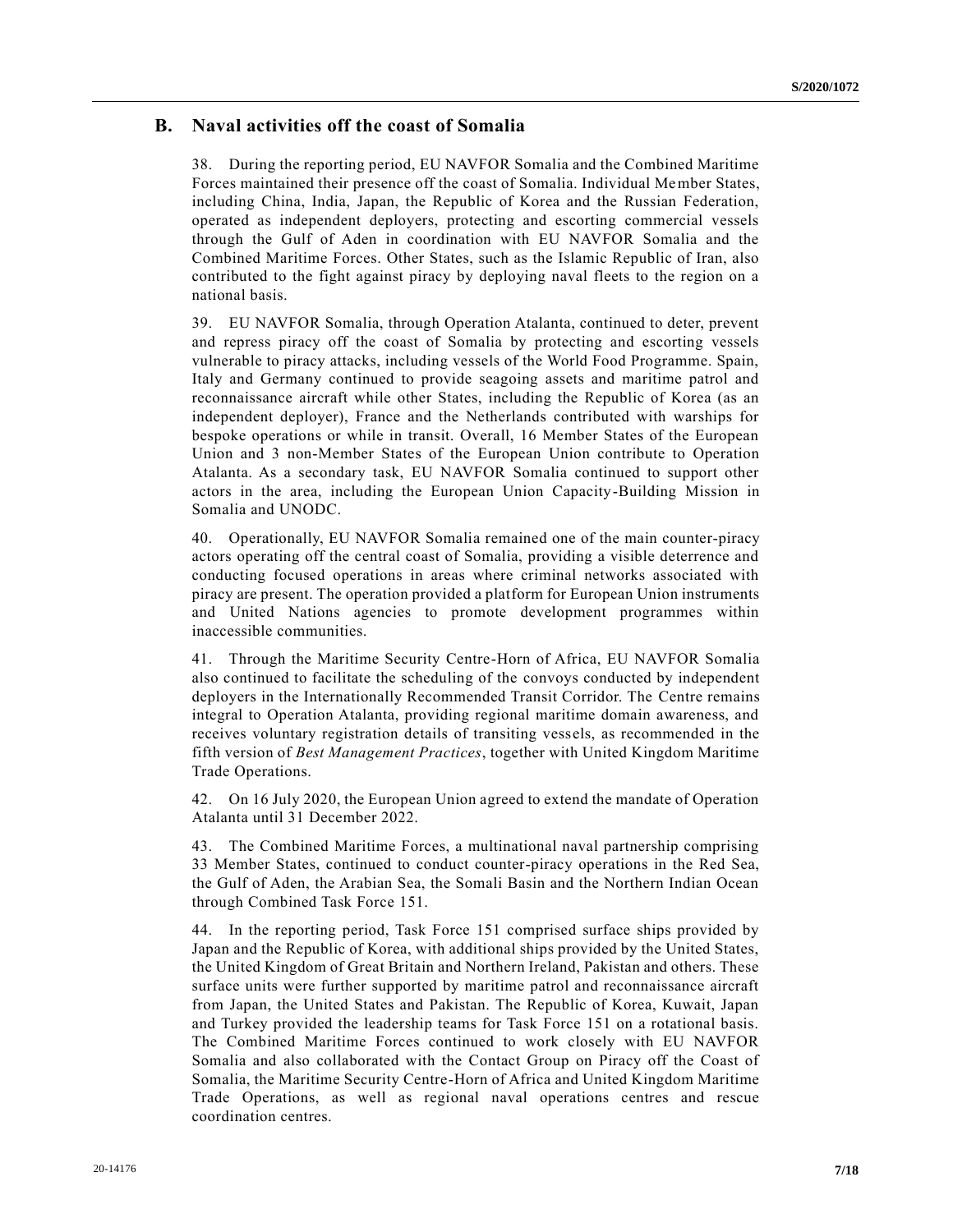## B. Naval activities off the coast of Somalia

38. During the reporting period, EU NAVFOR Somalia and the Combined Maritime Forces maintained their presence off the coast of Somalia. Individual Member States, including China, India, Japan, the Republic of Korea and the Russian Federation, operated as independent deployers, protecting and escorting commercial vessels through the Gulf of Aden in coordination with EU NAVFOR Somalia and the Combined Maritime Forces. Other States, such as the Islamic Republic of Iran, also contributed to the fight against piracy by deploying naval fleets to the region on a national basis.

39. EU NAVFOR Somalia, through Operation Atalanta, continued to deter, prevent and repress piracy off the coast of Somalia by protecting and escorting vessels vulnerable to piracy attacks, including vessels of the World Food Programme. Spain, Italy and Germany continued to provide seagoing assets and maritime patrol and reconnaissance aircraft while other States, including the Republic of Korea (as an independent deployer), France and the Netherlands contributed with warships for bespoke operations or while in transit. Overall, 16 Member States of the European Union and 3 non-Member States of the European Union contribute to Operation Atalanta. As a secondary task, EU NAVFOR Somalia continued to support other actors in the area, including the European Union Capacity-Building Mission in Somalia and UNODC.

40. Operationally, EU NAVFOR Somalia remained one of the main counter-piracy actors operating off the central coast of Somalia, providing a visible deterrence and conducting focused operations in areas where criminal networks associated with piracy are present. The operation provided a platform for European Union instruments and United Nations agencies to promote development programmes within inaccessible communities.

41. Through the Maritime Security Centre-Horn of Africa, EU NAVFOR Somalia also continued to facilitate the scheduling of the convoys conducted by independent deployers in the Internationally Recommended Transit Corridor. The Centre remains integral to Operation Atalanta, providing regional maritime domain awareness, and receives voluntary registration details of transiting vessels, as recommended in the fifth version of *Best Management Practices*, together with United Kingdom Maritime Trade Operations.

42. On 16 July 2020, the European Union agreed to extend the mandate of Operation Atalanta until 31 December 2022.

43. The Combined Maritime Forces, a multinational naval partnership comprising 33 Member States, continued to conduct counter-piracy operations in the Red Sea, the Gulf of Aden, the Arabian Sea, the Somali Basin and the Northern Indian Ocean through Combined Task Force 151.

44. In the reporting period, Task Force 151 comprised surface ships provided by Japan and the Republic of Korea, with additional ships provided by the United States, the United Kingdom of Great Britain and Northern Ireland, Pakistan and others. These surface units were further supported by maritime patrol and reconnaissance aircraft from Japan, the United States and Pakistan. The Republic of Korea, Kuwait, Japan and Turkey provided the leadership teams for Task Force 151 on a rotational basis. The Combined Maritime Forces continued to work closely with EU NAVFOR Somalia and also collaborated with the Contact Group on Piracy off the Coast of Somalia, the Maritime Security Centre-Horn of Africa and United Kingdom Maritime Trade Operations, as well as regional naval operations centres and rescue coordination centres.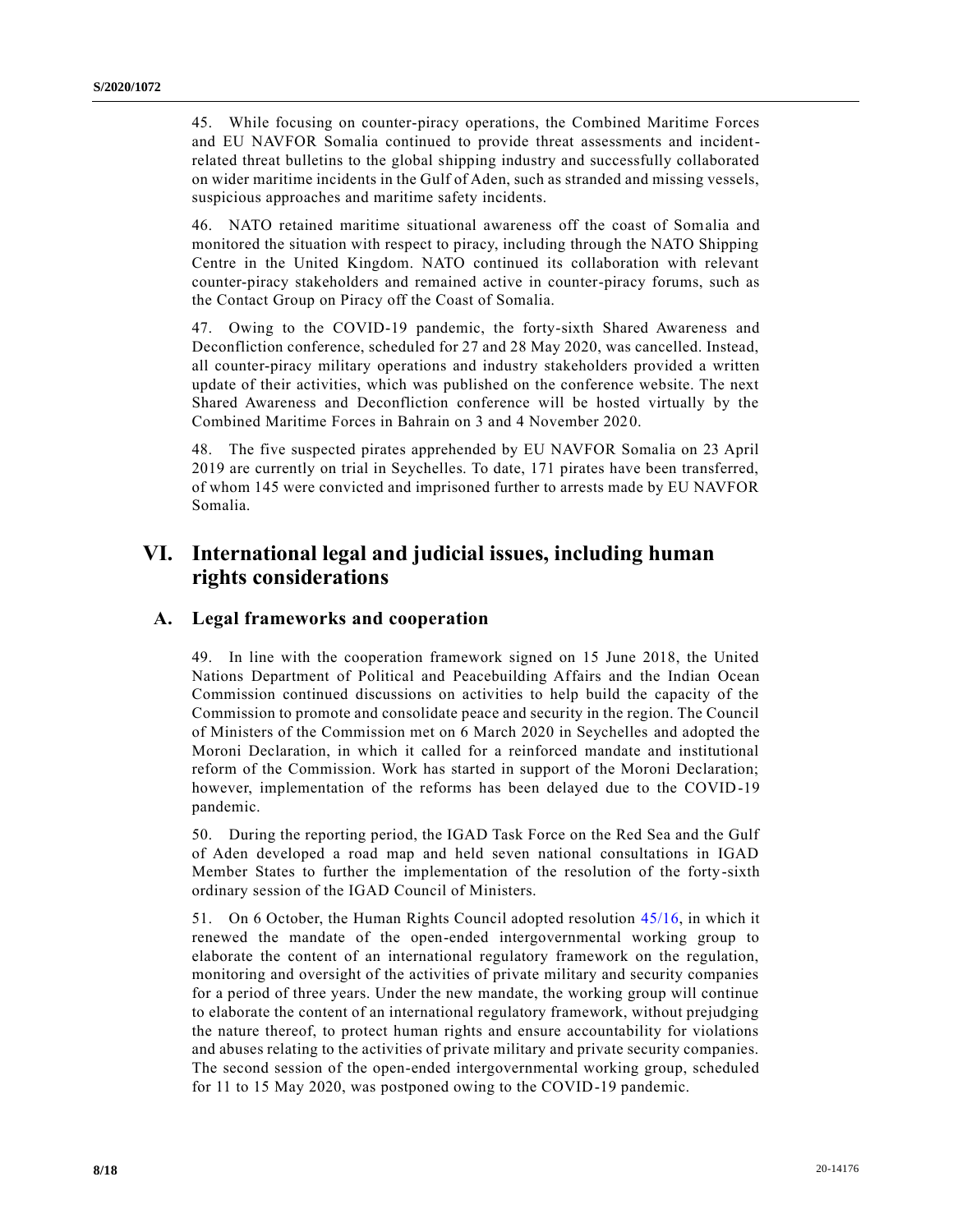45. While focusing on counter-piracy operations, the Combined Maritime Forces and EU NAVFOR Somalia continued to provide threat assessments and incident-related threat bulletins to the global shipping industry and successfully collaborated on wider maritime incidents in the Gulf of Aden, such as stranded and missing vessels, suspicious approaches and maritime safety incidents.

46. NATO retained maritime situational awareness off the coast of Somalia and monitored the situation with respect to piracy, including through the NATO Shipping Centre in the United Kingdom. NATO continued its collaboration with relevant counter-piracy stakeholders and remained active in counter-piracy forums, such as the Contact Group on Piracy off the Coast of Somalia.

47. Owing to the COVID-19 pandemic, the forty-sixth Shared Awareness and Deconfliction conference, scheduled for 27 and 28 May 2020, was cancelled. Instead, all counter-piracy military operations and industry stakeholders provided a written update of their activities, which was published on the conference website. The next Shared Awareness and Deconfliction conference will be hosted virtually by the Combined Maritime Forces in Bahrain on 3 and 4 November 2020.

48. The five suspected pirates apprehended by EU NAVFOR Somalia on 23 April 2019 are currently on trial in Seychelles. To date, 171 pirates have been transferred, of whom 145 were convicted and imprisoned further to arrests made by EU NAVFOR Somalia.

# VI. International legal and judicial issues, including human rights considerations

## A. Legal frameworks and cooperation

49. In line with the cooperation framework signed on 15 June 2018, the United Nations Department of Political and Peacebuilding Affairs and the Indian Ocean Commission continued discussions on activities to help build the capacity of the Commission to promote and consolidate peace and security in the region. The Council of Ministers of the Commission met on 6 March 2020 in Seychelles and adopted the Moroni Declaration, in which it called for a reinforced mandate and institutional reform of the Commission. Work has started in support of the Moroni Declaration; however, implementation of the reforms has been delayed due to the COVID-19 pandemic.

50. During the reporting period, the IGAD Task Force on the Red Sea and the Gulf of Aden developed a road map and held seven national consultations in IGAD Member States to further the implementation of the resolution of the forty-sixth ordinary session of the IGAD Council of Ministers.

51. On 6 October, the Human Rights Council adopted resolution 45/16, in which it renewed the mandate of the open-ended intergovernmental working group to elaborate the content of an international regulatory framework on the regulation, monitoring and oversight of the activities of private military and security companies for a period of three years. Under the new mandate, the working group will continue to elaborate the content of an international regulatory framework, without prejudging the nature thereof, to protect human rights and ensure accountability for violations and abuses relating to the activities of private military and private security companies. The second session of the open-ended intergovernmental working group, scheduled for 11 to 15 May 2020, was postponed owing to the COVID-19 pandemic.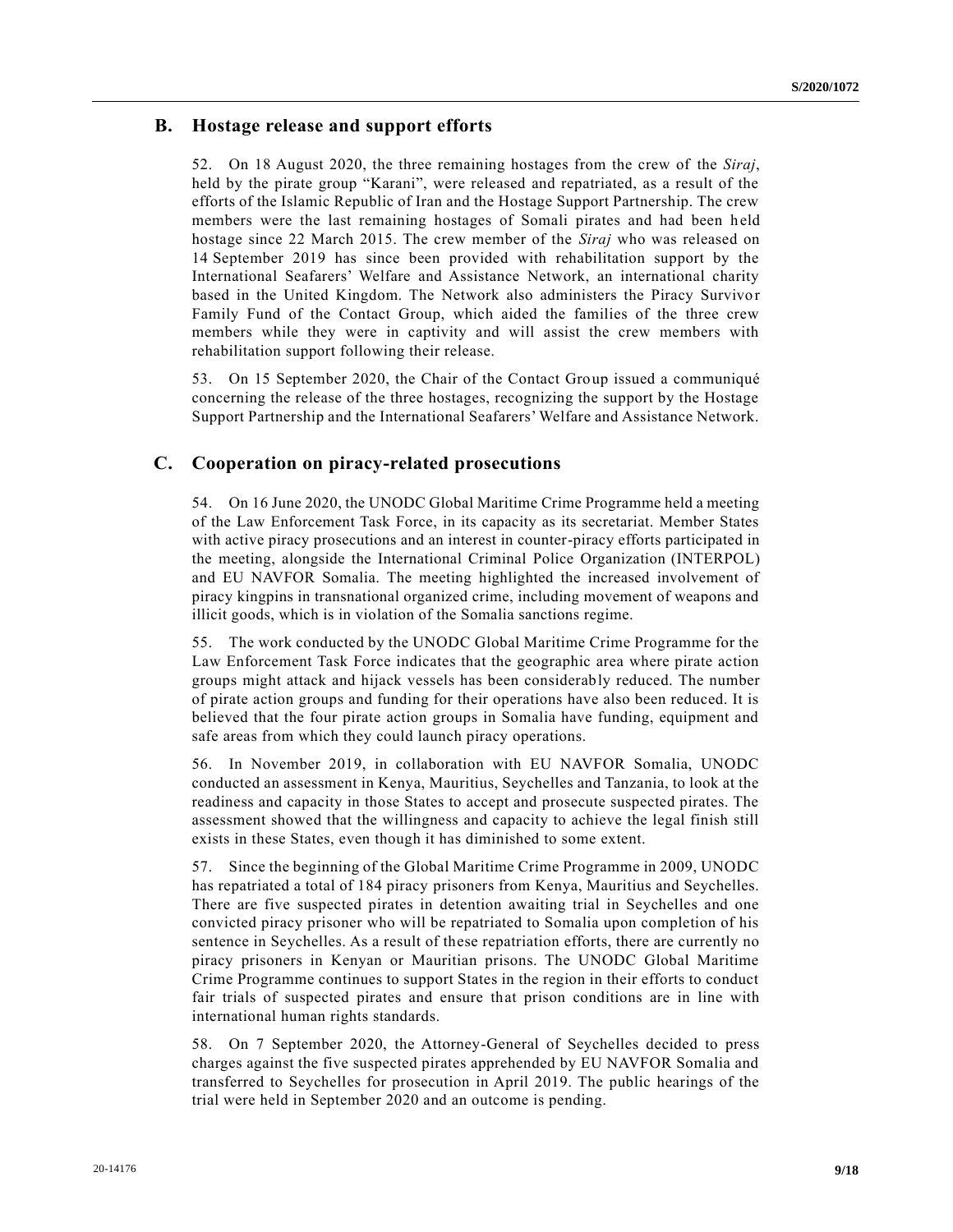## B. Hostage release and support efforts

52. On 18 August 2020, the three remaining hostages from the crew of the *Siraj*, held by the pirate group "Karani", were released and repatriated, as a result of the efforts of the Islamic Republic of Iran and the Hostage Support Partnership. The crew members were the last remaining hostages of Somali pirates and had been held hostage since 22 March 2015. The crew member of the *Siraj* who was released on 14 September 2019 has since been provided with rehabilitation support by the International Seafarers' Welfare and Assistance Network, an international charity based in the United Kingdom. The Network also administers the Piracy Survivor Family Fund of the Contact Group, which aided the families of the three crew members while they were in captivity and will assist the crew members with rehabilitation support following their release.

53. On 15 September 2020, the Chair of the Contact Group issued a communiqué concerning the release of the three hostages, recognizing the support by the Hostage Support Partnership and the International Seafarers' Welfare and Assistance Network.

## C. Cooperation on piracy-related prosecutions

54. On 16 June 2020, the UNODC Global Maritime Crime Programme held a meeting of the Law Enforcement Task Force, in its capacity as its secretariat. Member States with active piracy prosecutions and an interest in counter-piracy efforts participated in the meeting, alongside the International Criminal Police Organization (INTERPOL) and EU NAVFOR Somalia. The meeting highlighted the increased involvement of piracy kingpins in transnational organized crime, including movement of weapons and illicit goods, which is in violation of the Somalia sanctions regime.

55. The work conducted by the UNODC Global Maritime Crime Programme for the Law Enforcement Task Force indicates that the geographic area where pirate action groups might attack and hijack vessels has been considerably reduced. The number of pirate action groups and funding for their operations have also been reduced. It is believed that the four pirate action groups in Somalia have funding, equipment and safe areas from which they could launch piracy operations.

56. In November 2019, in collaboration with EU NAVFOR Somalia, UNODC conducted an assessment in Kenya, Mauritius, Seychelles and Tanzania, to look at the readiness and capacity in those States to accept and prosecute suspected pirates. The assessment showed that the willingness and capacity to achieve the legal finish still exists in these States, even though it has diminished to some extent.

57. Since the beginning of the Global Maritime Crime Programme in 2009, UNODC has repatriated a total of 184 piracy prisoners from Kenya, Mauritius and Seychelles. There are five suspected pirates in detention awaiting trial in Seychelles and one convicted piracy prisoner who will be repatriated to Somalia upon completion of his sentence in Seychelles. As a result of these repatriation efforts, there are currently no piracy prisoners in Kenyan or Mauritian prisons. The UNODC Global Maritime Crime Programme continues to support States in the region in their efforts to conduct fair trials of suspected pirates and ensure that prison conditions are in line with international human rights standards.

58. On 7 September 2020, the Attorney-General of Seychelles decided to press charges against the five suspected pirates apprehended by EU NAVFOR Somalia and transferred to Seychelles for prosecution in April 2019. The public hearings of the trial were held in September 2020 and an outcome is pending.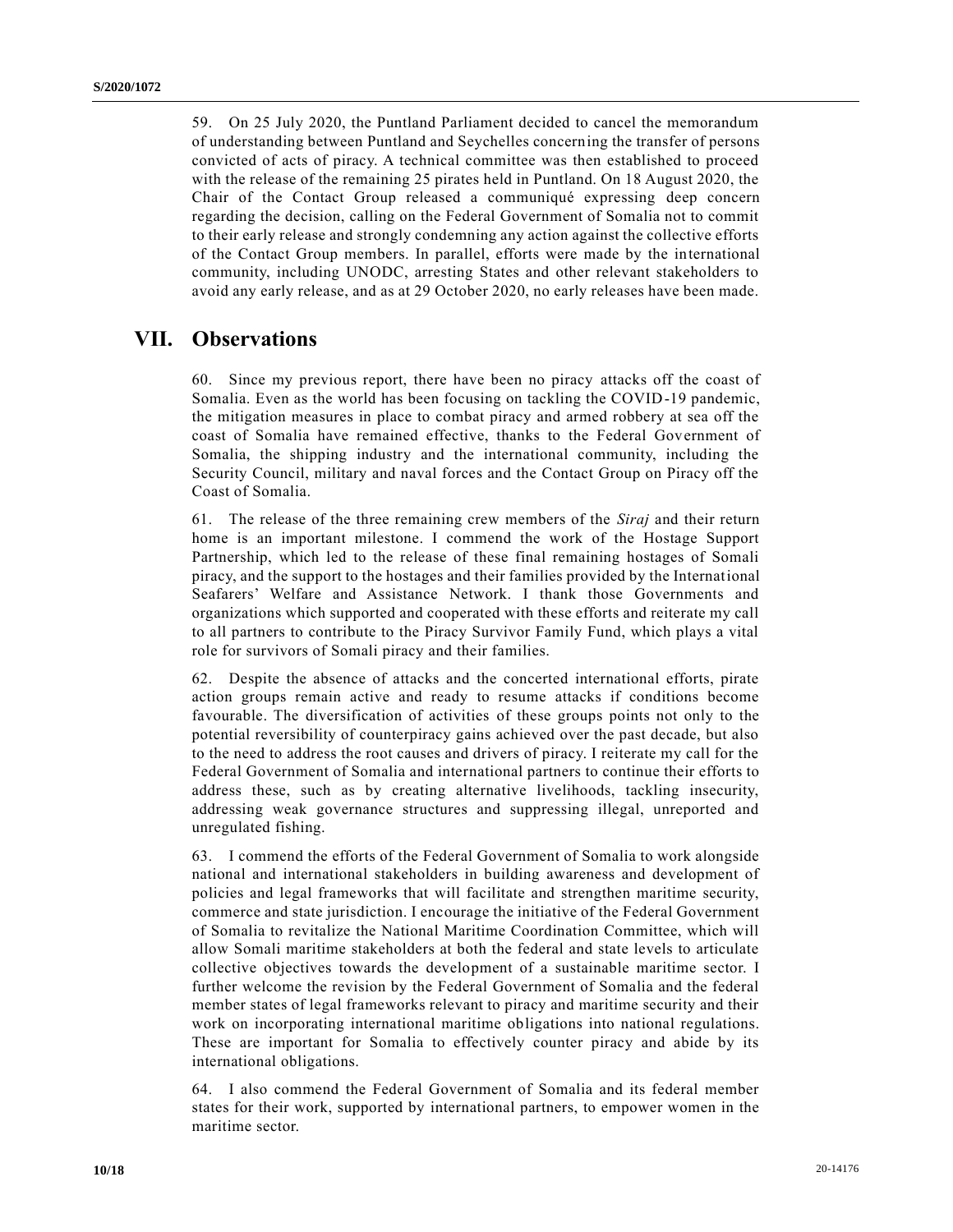59. On 25 July 2020, the Puntland Parliament decided to cancel the memorandum of understanding between Puntland and Seychelles concerning the transfer of persons convicted of acts of piracy. A technical committee was then established to proceed with the release of the remaining 25 pirates held in Puntland. On 18 August 2020, the Chair of the Contact Group released a communiqué expressing deep concern regarding the decision, calling on the Federal Government of Somalia not to commit to their early release and strongly condemning any action against the collective efforts of the Contact Group members. In parallel, efforts were made by the international community, including UNODC, arresting States and other relevant stakeholders to avoid any early release, and as at 29 October 2020, no early releases have been made.

# VII. Observations

60. Since my previous report, there have been no piracy attacks off the coast of Somalia. Even as the world has been focusing on tackling the COVID-19 pandemic, the mitigation measures in place to combat piracy and armed robbery at sea off the coast of Somalia have remained effective, thanks to the Federal Government of Somalia, the shipping industry and the international community, including the Security Council, military and naval forces and the Contact Group on Piracy off the Coast of Somalia.

61. The release of the three remaining crew members of the *Siraj* and their return home is an important milestone. I commend the work of the Hostage Support Partnership, which led to the release of these final remaining hostages of Somali piracy, and the support to the hostages and their families provided by the International Seafarers' Welfare and Assistance Network. I thank those Governments and organizations which supported and cooperated with these efforts and reiterate my call to all partners to contribute to the Piracy Survivor Family Fund, which plays a vital role for survivors of Somali piracy and their families.

62. Despite the absence of attacks and the concerted international efforts, pirate action groups remain active and ready to resume attacks if conditions become favourable. The diversification of activities of these groups points not only to the potential reversibility of counterpiracy gains achieved over the past decade, but also to the need to address the root causes and drivers of piracy. I reiterate my call for the Federal Government of Somalia and international partners to continue their efforts to address these, such as by creating alternative livelihoods, tackling insecurity, addressing weak governance structures and suppressing illegal, unreported and unregulated fishing.

63. I commend the efforts of the Federal Government of Somalia to work alongside national and international stakeholders in building awareness and development of policies and legal frameworks that will facilitate and strengthen maritime security, commerce and state jurisdiction. I encourage the initiative of the Federal Government of Somalia to revitalize the National Maritime Coordination Committee, which will allow Somali maritime stakeholders at both the federal and state levels to articulate collective objectives towards the development of a sustainable maritime sector. I further welcome the revision by the Federal Government of Somalia and the federal member states of legal frameworks relevant to piracy and maritime security and their work on incorporating international maritime obligations into national regulations. These are important for Somalia to effectively counter piracy and abide by its international obligations.

64. I also commend the Federal Government of Somalia and its federal member states for their work, supported by international partners, to empower women in the maritime sector.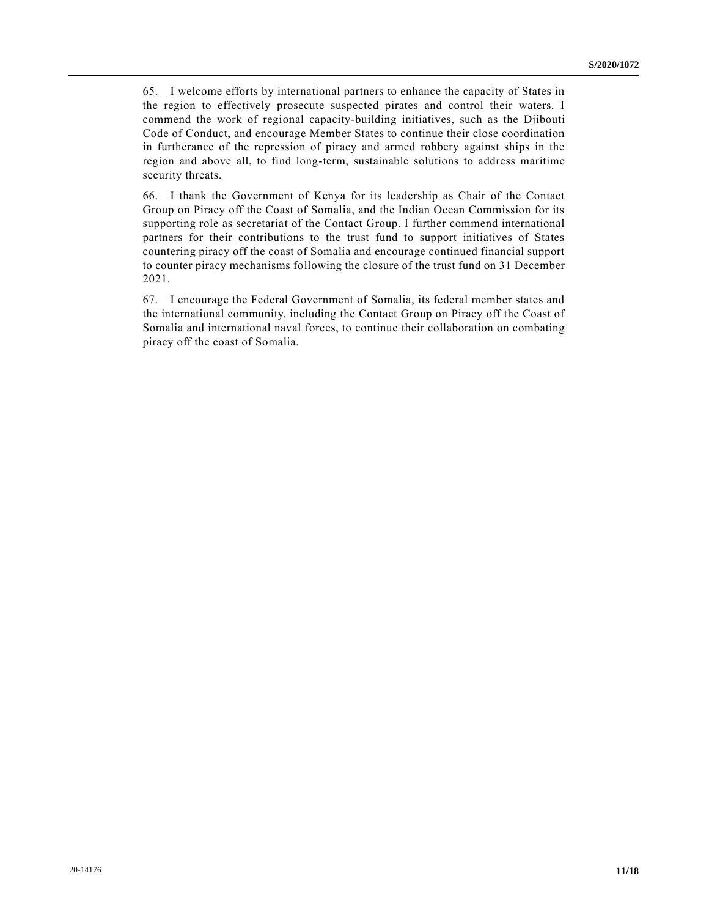65. I welcome efforts by international partners to enhance the capacity of States in the region to effectively prosecute suspected pirates and control their waters. I commend the work of regional capacity-building initiatives, such as the Djibouti Code of Conduct, and encourage Member States to continue their close coordination in furtherance of the repression of piracy and armed robbery against ships in the region and above all, to find long-term, sustainable solutions to address maritime security threats.

66. I thank the Government of Kenya for its leadership as Chair of the Contact Group on Piracy off the Coast of Somalia, and the Indian Ocean Commission for its supporting role as secretariat of the Contact Group. I further commend international partners for their contributions to the trust fund to support initiatives of States countering piracy off the coast of Somalia and encourage continued financial support to counter piracy mechanisms following the closure of the trust fund on 31 December 2021.

67. I encourage the Federal Government of Somalia, its federal member states and the international community, including the Contact Group on Piracy off the Coast of Somalia and international naval forces, to continue their collaboration on combating piracy off the coast of Somalia.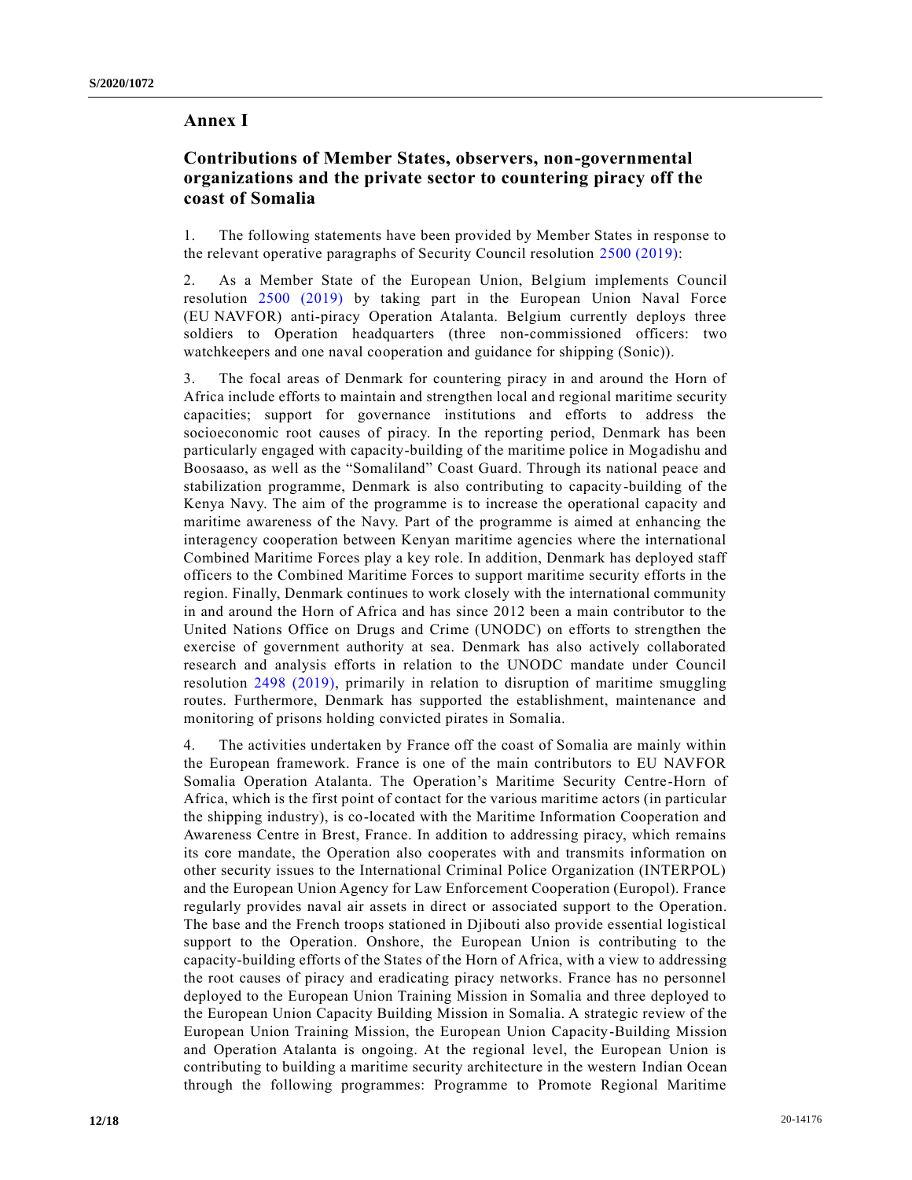# Annex I

## Contributions of Member States, observers, non-governmental organizations and the private sector to countering piracy off the coast of Somalia

1. The following statements have been provided by Member States in response to the relevant operative paragraphs of Security Council resolution 2500 (2019):

2. As a Member State of the European Union, Belgium implements Council resolution 2500 (2019) by taking part in the European Union Naval Force (EU NAVFOR) anti-piracy Operation Atalanta. Belgium currently deploys three soldiers to Operation headquarters (three non-commissioned officers: two watchkeepers and one naval cooperation and guidance for shipping (Sonic)).

3. The focal areas of Denmark for countering piracy in and around the Horn of Africa include efforts to maintain and strengthen local and regional maritime security capacities; support for governance institutions and efforts to address the socioeconomic root causes of piracy. In the reporting period, Denmark has been particularly engaged with capacity-building of the maritime police in Mogadishu and Boosaaso, as well as the "Somaliland" Coast Guard. Through its national peace and stabilization programme, Denmark is also contributing to capacity-building of the Kenya Navy. The aim of the programme is to increase the operational capacity and maritime awareness of the Navy. Part of the programme is aimed at enhancing the interagency cooperation between Kenyan maritime agencies where the international Combined Maritime Forces play a key role. In addition, Denmark has deployed staff officers to the Combined Maritime Forces to support maritime security efforts in the region. Finally, Denmark continues to work closely with the international community in and around the Horn of Africa and has since 2012 been a main contributor to the United Nations Office on Drugs and Crime (UNODC) on efforts to strengthen the exercise of government authority at sea. Denmark has also actively collaborated research and analysis efforts in relation to the UNODC mandate under Council resolution 2498 (2019), primarily in relation to disruption of maritime smuggling routes. Furthermore, Denmark has supported the establishment, maintenance and monitoring of prisons holding convicted pirates in Somalia.

4. The activities undertaken by France off the coast of Somalia are mainly within the European framework. France is one of the main contributors to EU NAVFOR Somalia Operation Atalanta. The Operation's Maritime Security Centre-Horn of Africa, which is the first point of contact for the various maritime actors (in particular the shipping industry), is co-located with the Maritime Information Cooperation and Awareness Centre in Brest, France. In addition to addressing piracy, which remains its core mandate, the Operation also cooperates with and transmits information on other security issues to the International Criminal Police Organization (INTERPOL) and the European Union Agency for Law Enforcement Cooperation (Europol). France regularly provides naval air assets in direct or associated support to the Operation. The base and the French troops stationed in Djibouti also provide essential logistical support to the Operation. Onshore, the European Union is contributing to the capacity-building efforts of the States of the Horn of Africa, with a view to addressing the root causes of piracy and eradicating piracy networks. France has no personnel deployed to the European Union Training Mission in Somalia and three deployed to the European Union Capacity Building Mission in Somalia. A strategic review of the European Union Training Mission, the European Union Capacity-Building Mission and Operation Atalanta is ongoing. At the regional level, the European Union is contributing to building a maritime security architecture in the western Indian Ocean through the following programmes: Programme to Promote Regional Maritime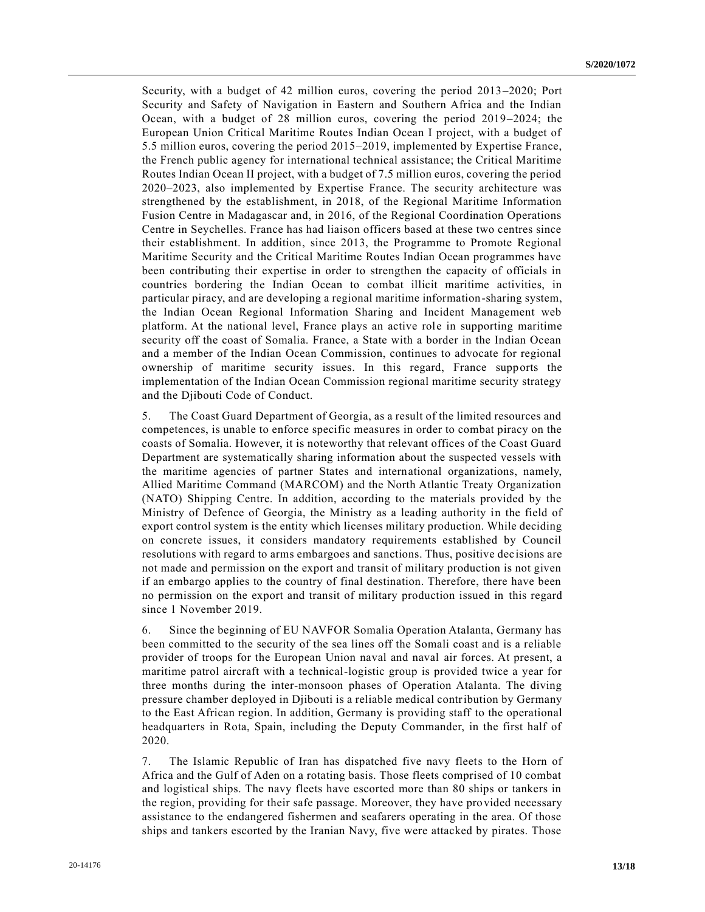Security, with a budget of 42 million euros, covering the period 2013–2020; Port Security and Safety of Navigation in Eastern and Southern Africa and the Indian Ocean, with a budget of 28 million euros, covering the period 2019–2024; the European Union Critical Maritime Routes Indian Ocean I project, with a budget of 5.5 million euros, covering the period 2015–2019, implemented by Expertise France, the French public agency for international technical assistance; the Critical Maritime Routes Indian Ocean II project, with a budget of 7.5 million euros, covering the period 2020–2023, also implemented by Expertise France. The security architecture was strengthened by the establishment, in 2018, of the Regional Maritime Information Fusion Centre in Madagascar and, in 2016, of the Regional Coordination Operations Centre in Seychelles. France has had liaison officers based at these two centres since their establishment. In addition, since 2013, the Programme to Promote Regional Maritime Security and the Critical Maritime Routes Indian Ocean programmes have been contributing their expertise in order to strengthen the capacity of officials in countries bordering the Indian Ocean to combat illicit maritime activities, in particular piracy, and are developing a regional maritime information-sharing system, the Indian Ocean Regional Information Sharing and Incident Management web platform. At the national level, France plays an active role in supporting maritime security off the coast of Somalia. France, a State with a border in the Indian Ocean and a member of the Indian Ocean Commission, continues to advocate for regional ownership of maritime security issues. In this regard, France supports the implementation of the Indian Ocean Commission regional maritime security strategy and the Djibouti Code of Conduct.

5. The Coast Guard Department of Georgia, as a result of the limited resources and competences, is unable to enforce specific measures in order to combat piracy on the coasts of Somalia. However, it is noteworthy that relevant offices of the Coast Guard Department are systematically sharing information about the suspected vessels with the maritime agencies of partner States and international organizations, namely, Allied Maritime Command (MARCOM) and the North Atlantic Treaty Organization (NATO) Shipping Centre. In addition, according to the materials provided by the Ministry of Defence of Georgia, the Ministry as a leading authority in the field of export control system is the entity which licenses military production. While deciding on concrete issues, it considers mandatory requirements established by Council resolutions with regard to arms embargoes and sanctions. Thus, positive decisions are not made and permission on the export and transit of military production is not given if an embargo applies to the country of final destination. Therefore, there have been no permission on the export and transit of military production issued in this regard since 1 November 2019.

6. Since the beginning of EU NAVFOR Somalia Operation Atalanta, Germany has been committed to the security of the sea lines off the Somali coast and is a reliable provider of troops for the European Union naval and naval air forces. At present, a maritime patrol aircraft with a technical-logistic group is provided twice a year for three months during the inter-monsoon phases of Operation Atalanta. The diving pressure chamber deployed in Djibouti is a reliable medical contribution by Germany to the East African region. In addition, Germany is providing staff to the operational headquarters in Rota, Spain, including the Deputy Commander, in the first half of 2020.

7. The Islamic Republic of Iran has dispatched five navy fleets to the Horn of Africa and the Gulf of Aden on a rotating basis. Those fleets comprised of 10 combat and logistical ships. The navy fleets have escorted more than 80 ships or tankers in the region, providing for their safe passage. Moreover, they have provided necessary assistance to the endangered fishermen and seafarers operating in the area. Of those ships and tankers escorted by the Iranian Navy, five were attacked by pirates. Those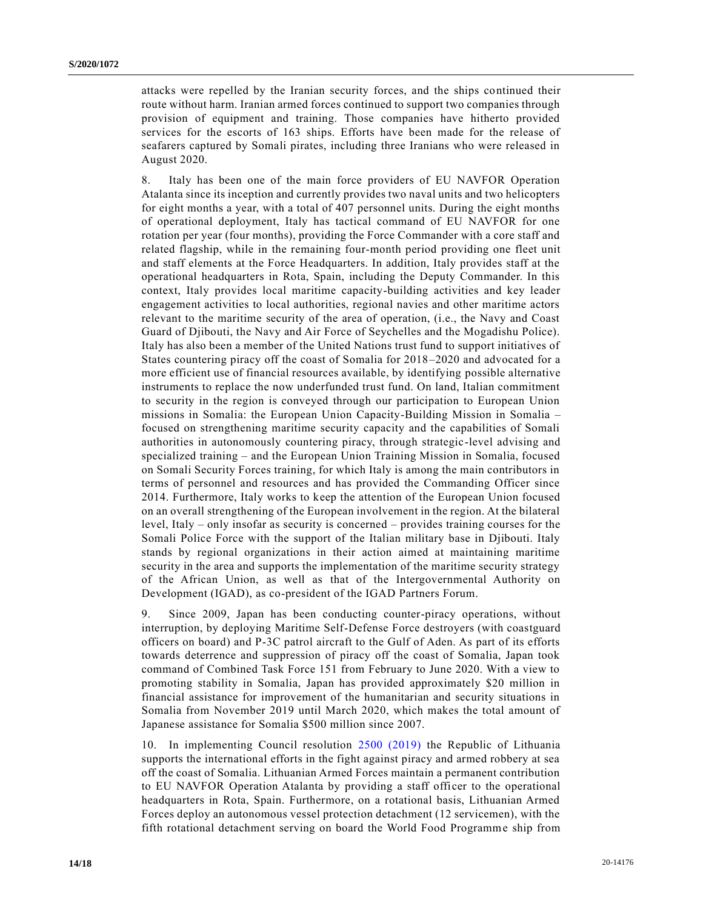attacks were repelled by the Iranian security forces, and the ships continued their route without harm. Iranian armed forces continued to support two companies through provision of equipment and training. Those companies have hitherto provided services for the escorts of 163 ships. Efforts have been made for the release of seafarers captured by Somali pirates, including three Iranians who were released in August 2020.

8. Italy has been one of the main force providers of EU NAVFOR Operation Atalanta since its inception and currently provides two naval units and two helicopters for eight months a year, with a total of 407 personnel units. During the eight months of operational deployment, Italy has tactical command of EU NAVFOR for one rotation per year (four months), providing the Force Commander with a core staff and related flagship, while in the remaining four-month period providing one fleet unit and staff elements at the Force Headquarters. In addition, Italy provides staff at the operational headquarters in Rota, Spain, including the Deputy Commander. In this context, Italy provides local maritime capacity-building activities and key leader engagement activities to local authorities, regional navies and other maritime actors relevant to the maritime security of the area of operation, (i.e., the Navy and Coast Guard of Djibouti, the Navy and Air Force of Seychelles and the Mogadishu Police). Italy has also been a member of the United Nations trust fund to support initiatives of States countering piracy off the coast of Somalia for 2018–2020 and advocated for a more efficient use of financial resources available, by identifying possible alternative instruments to replace the now underfunded trust fund. On land, Italian commitment to security in the region is conveyed through our participation to European Union missions in Somalia: the European Union Capacity-Building Mission in Somalia – focused on strengthening maritime security capacity and the capabilities of Somali authorities in autonomously countering piracy, through strategic-level advising and specialized training – and the European Union Training Mission in Somalia, focused on Somali Security Forces training, for which Italy is among the main contributors in terms of personnel and resources and has provided the Commanding Officer since 2014. Furthermore, Italy works to keep the attention of the European Union focused on an overall strengthening of the European involvement in the region. At the bilateral level, Italy – only insofar as security is concerned – provides training courses for the Somali Police Force with the support of the Italian military base in Djibouti. Italy stands by regional organizations in their action aimed at maintaining maritime security in the area and supports the implementation of the maritime security strategy of the African Union, as well as that of the Intergovernmental Authority on Development (IGAD), as co-president of the IGAD Partners Forum.

9. Since 2009, Japan has been conducting counter-piracy operations, without interruption, by deploying Maritime Self-Defense Force destroyers (with coastguard officers on board) and P-3C patrol aircraft to the Gulf of Aden. As part of its efforts towards deterrence and suppression of piracy off the coast of Somalia, Japan took command of Combined Task Force 151 from February to June 2020. With a view to promoting stability in Somalia, Japan has provided approximately $20 million in financial assistance for improvement of the humanitarian and security situations in Somalia from November 2019 until March 2020, which makes the total amount of Japanese assistance for Somalia $500 million since 2007.

10. In implementing Council resolution 2500 (2019) the Republic of Lithuania supports the international efforts in the fight against piracy and armed robbery at sea off the coast of Somalia. Lithuanian Armed Forces maintain a permanent contribution to EU NAVFOR Operation Atalanta by providing a staff officer to the operational headquarters in Rota, Spain. Furthermore, on a rotational basis, Lithuanian Armed Forces deploy an autonomous vessel protection detachment (12 servicemen), with the fifth rotational detachment serving on board the World Food Programme ship from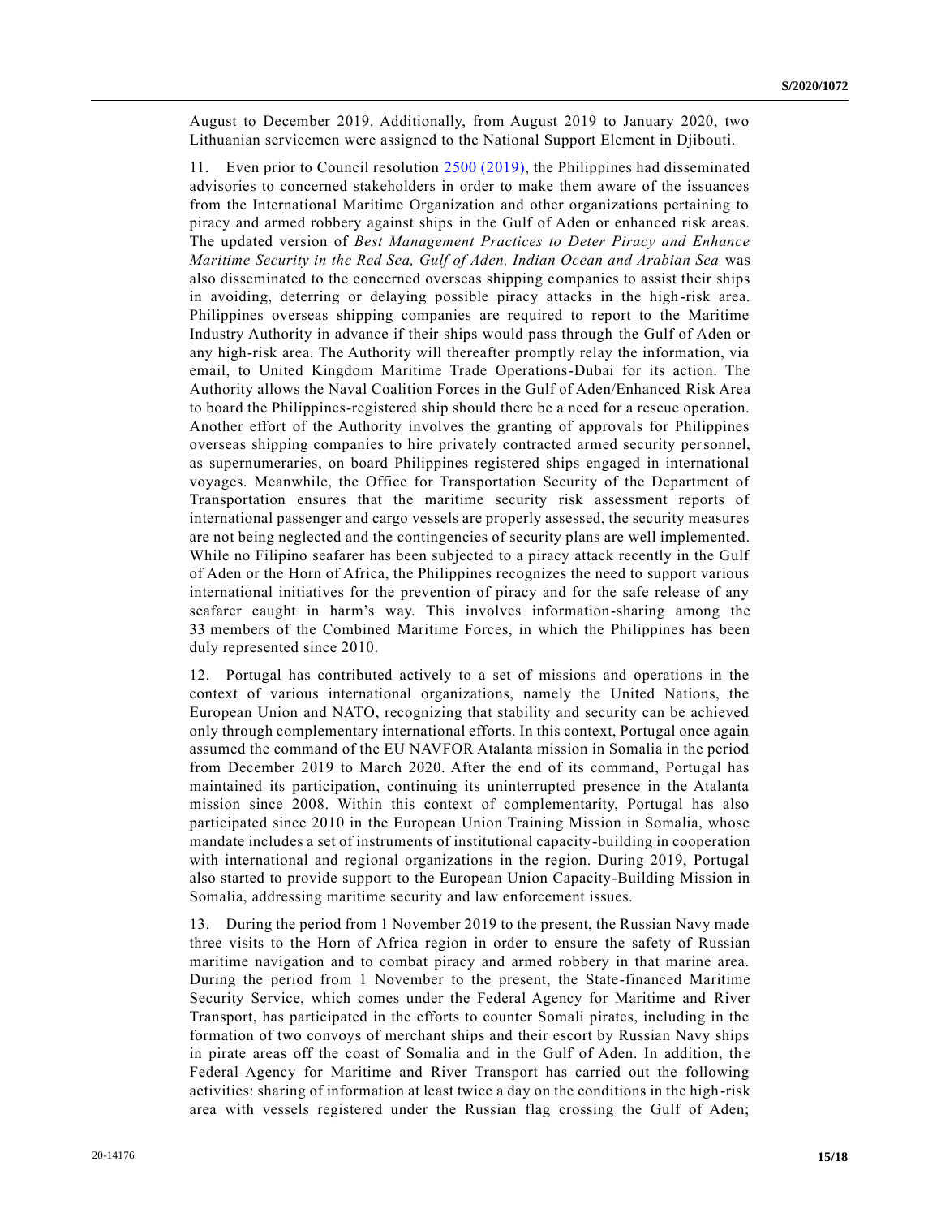August to December 2019. Additionally, from August 2019 to January 2020, two Lithuanian servicemen were assigned to the National Support Element in Djibouti.

11. Even prior to Council resolution 2500 (2019), the Philippines had disseminated advisories to concerned stakeholders in order to make them aware of the issuances from the International Maritime Organization and other organizations pertaining to piracy and armed robbery against ships in the Gulf of Aden or enhanced risk areas. The updated version of *Best Management Practices to Deter Piracy and Enhance Maritime Security in the Red Sea, Gulf of Aden, Indian Ocean and Arabian Sea* was also disseminated to the concerned overseas shipping companies to assist their ships in avoiding, deterring or delaying possible piracy attacks in the high-risk area. Philippines overseas shipping companies are required to report to the Maritime Industry Authority in advance if their ships would pass through the Gulf of Aden or any high-risk area. The Authority will thereafter promptly relay the information, via email, to United Kingdom Maritime Trade Operations-Dubai for its action. The Authority allows the Naval Coalition Forces in the Gulf of Aden/Enhanced Risk Area to board the Philippines-registered ship should there be a need for a rescue operation. Another effort of the Authority involves the granting of approvals for Philippines overseas shipping companies to hire privately contracted armed security personnel, as supernumeraries, on board Philippines registered ships engaged in international voyages. Meanwhile, the Office for Transportation Security of the Department of Transportation ensures that the maritime security risk assessment reports of international passenger and cargo vessels are properly assessed, the security measures are not being neglected and the contingencies of security plans are well implemented. While no Filipino seafarer has been subjected to a piracy attack recently in the Gulf of Aden or the Horn of Africa, the Philippines recognizes the need to support various international initiatives for the prevention of piracy and for the safe release of any seafarer caught in harm's way. This involves information-sharing among the 33 members of the Combined Maritime Forces, in which the Philippines has been duly represented since 2010.

12. Portugal has contributed actively to a set of missions and operations in the context of various international organizations, namely the United Nations, the European Union and NATO, recognizing that stability and security can be achieved only through complementary international efforts. In this context, Portugal once again assumed the command of the EU NAVFOR Atalanta mission in Somalia in the period from December 2019 to March 2020. After the end of its command, Portugal has maintained its participation, continuing its uninterrupted presence in the Atalanta mission since 2008. Within this context of complementarity, Portugal has also participated since 2010 in the European Union Training Mission in Somalia, whose mandate includes a set of instruments of institutional capacity-building in cooperation with international and regional organizations in the region. During 2019, Portugal also started to provide support to the European Union Capacity-Building Mission in Somalia, addressing maritime security and law enforcement issues.

13. During the period from 1 November 2019 to the present, the Russian Navy made three visits to the Horn of Africa region in order to ensure the safety of Russian maritime navigation and to combat piracy and armed robbery in that marine area. During the period from 1 November to the present, the State-financed Maritime Security Service, which comes under the Federal Agency for Maritime and River Transport, has participated in the efforts to counter Somali pirates, including in the formation of two convoys of merchant ships and their escort by Russian Navy ships in pirate areas off the coast of Somalia and in the Gulf of Aden. In addition, the Federal Agency for Maritime and River Transport has carried out the following activities: sharing of information at least twice a day on the conditions in the high-risk area with vessels registered under the Russian flag crossing the Gulf of Aden;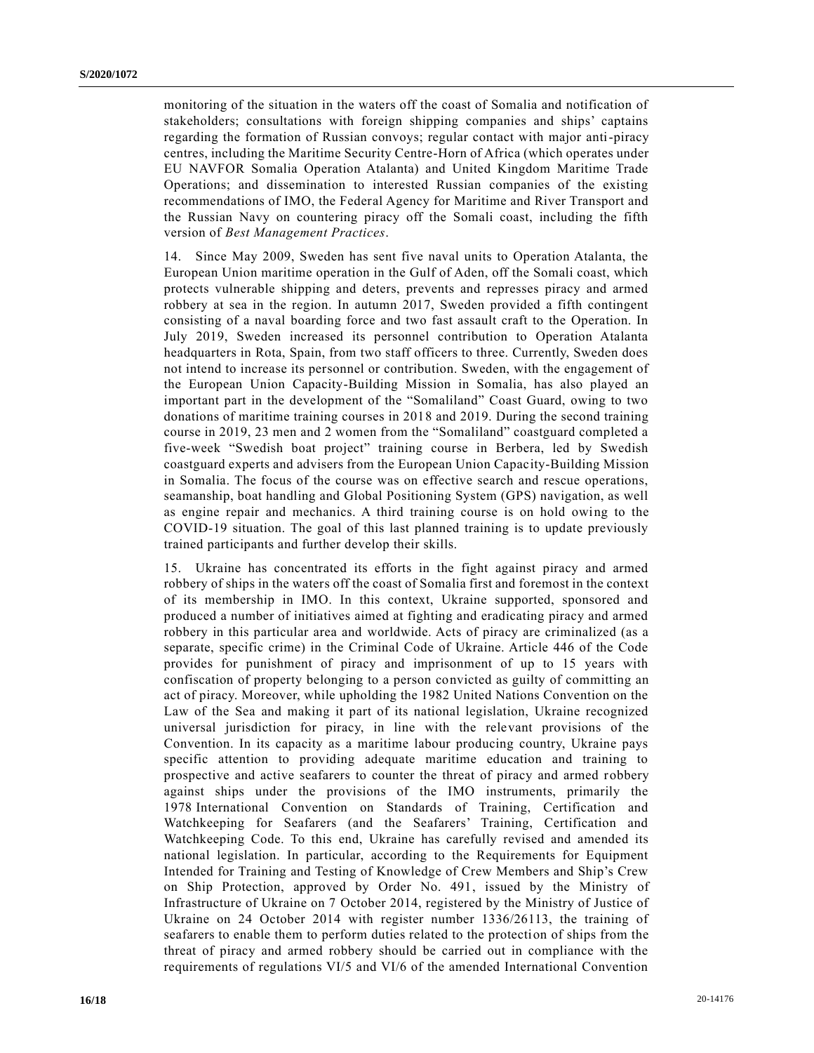monitoring of the situation in the waters off the coast of Somalia and notification of stakeholders; consultations with foreign shipping companies and ships' captains regarding the formation of Russian convoys; regular contact with major anti-piracy centres, including the Maritime Security Centre-Horn of Africa (which operates under EU NAVFOR Somalia Operation Atalanta) and United Kingdom Maritime Trade Operations; and dissemination to interested Russian companies of the existing recommendations of IMO, the Federal Agency for Maritime and River Transport and the Russian Navy on countering piracy off the Somali coast, including the fifth version of *Best Management Practices*.

14. Since May 2009, Sweden has sent five naval units to Operation Atalanta, the European Union maritime operation in the Gulf of Aden, off the Somali coast, which protects vulnerable shipping and deters, prevents and represses piracy and armed robbery at sea in the region. In autumn 2017, Sweden provided a fifth contingent consisting of a naval boarding force and two fast assault craft to the Operation. In July 2019, Sweden increased its personnel contribution to Operation Atalanta headquarters in Rota, Spain, from two staff officers to three. Currently, Sweden does not intend to increase its personnel or contribution. Sweden, with the engagement of the European Union Capacity-Building Mission in Somalia, has also played an important part in the development of the "Somaliland" Coast Guard, owing to two donations of maritime training courses in 2018 and 2019. During the second training course in 2019, 23 men and 2 women from the "Somaliland" coastguard completed a five-week "Swedish boat project" training course in Berbera, led by Swedish coastguard experts and advisers from the European Union Capacity-Building Mission in Somalia. The focus of the course was on effective search and rescue operations, seamanship, boat handling and Global Positioning System (GPS) navigation, as well as engine repair and mechanics. A third training course is on hold owing to the COVID-19 situation. The goal of this last planned training is to update previously trained participants and further develop their skills.

15. Ukraine has concentrated its efforts in the fight against piracy and armed robbery of ships in the waters off the coast of Somalia first and foremost in the context of its membership in IMO. In this context, Ukraine supported, sponsored and produced a number of initiatives aimed at fighting and eradicating piracy and armed robbery in this particular area and worldwide. Acts of piracy are criminalized (as a separate, specific crime) in the Criminal Code of Ukraine. Article 446 of the Code provides for punishment of piracy and imprisonment of up to 15 years with confiscation of property belonging to a person convicted as guilty of committing an act of piracy. Moreover, while upholding the 1982 United Nations Convention on the Law of the Sea and making it part of its national legislation, Ukraine recognized universal jurisdiction for piracy, in line with the relevant provisions of the Convention. In its capacity as a maritime labour producing country, Ukraine pays specific attention to providing adequate maritime education and training to prospective and active seafarers to counter the threat of piracy and armed robbery against ships under the provisions of the IMO instruments, primarily the 1978 International Convention on Standards of Training, Certification and Watchkeeping for Seafarers (and the Seafarers' Training, Certification and Watchkeeping Code. To this end, Ukraine has carefully revised and amended its national legislation. In particular, according to the Requirements for Equipment Intended for Training and Testing of Knowledge of Crew Members and Ship's Crew on Ship Protection, approved by Order No. 491, issued by the Ministry of Infrastructure of Ukraine on 7 October 2014, registered by the Ministry of Justice of Ukraine on 24 October 2014 with register number 1336/26113, the training of seafarers to enable them to perform duties related to the protection of ships from the threat of piracy and armed robbery should be carried out in compliance with the requirements of regulations VI/5 and VI/6 of the amended International Convention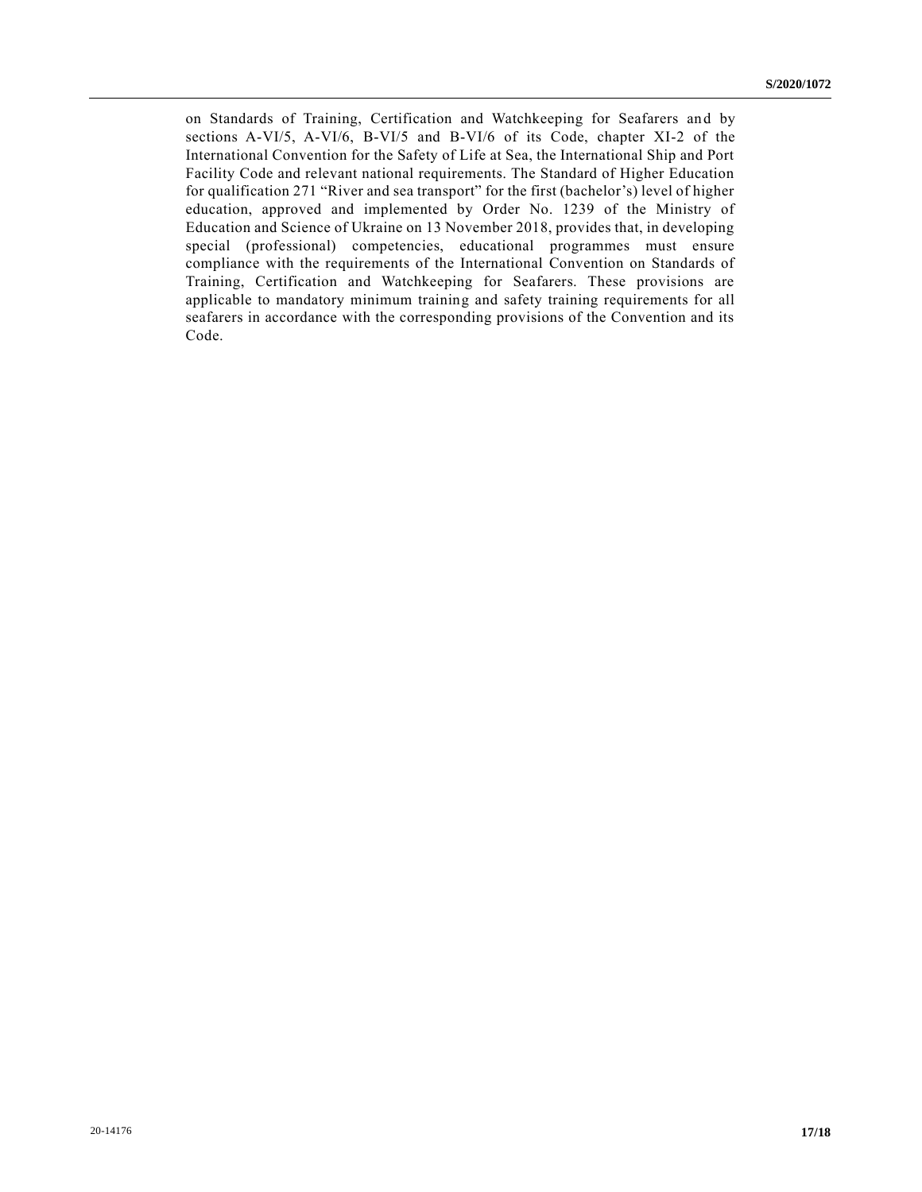on Standards of Training, Certification and Watchkeeping for Seafarers and by sections A-VI/5, A-VI/6, B-VI/5 and B-VI/6 of its Code, chapter XI-2 of the International Convention for the Safety of Life at Sea, the International Ship and Port Facility Code and relevant national requirements. The Standard of Higher Education for qualification 271 "River and sea transport" for the first (bachelor's) level of higher education, approved and implemented by Order No. 1239 of the Ministry of Education and Science of Ukraine on 13 November 2018, provides that, in developing special (professional) competencies, educational programmes must ensure compliance with the requirements of the International Convention on Standards of Training, Certification and Watchkeeping for Seafarers. These provisions are applicable to mandatory minimum training and safety training requirements for all seafarers in accordance with the corresponding provisions of the Convention and its Code.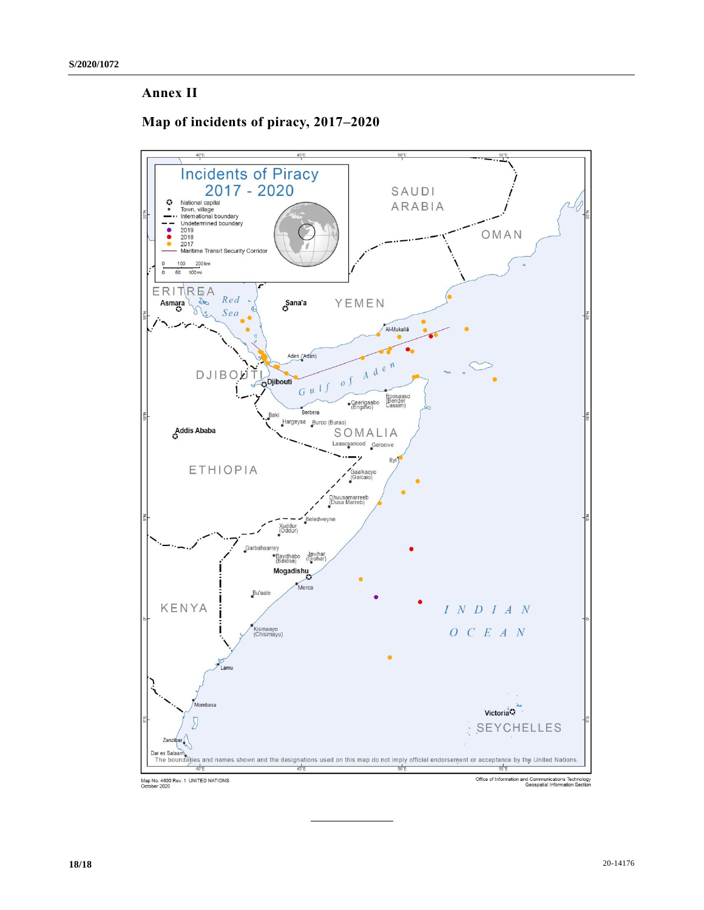# Annex II

## Map of incidents of piracy, 2017–2020

Incidents of Piracy 2017 - 2020

National capital
Town, village
International boundary
Undetermined boundary
2019
2018
2017
Maritime Transit Security Corridor

0 100 200 km
0 50 100 mi

40°E 45°E 50°E 55°E

20°N 15°N 10°N 5°N 0° 5°S

SAUDI ARABIA
OMAN
YEMEN
ERITREA
Asmara
Red Sea
Sana'a
Al-Mukalla
Aden ('Adan)
DJIBOUTI
Djibouti
Gulf of Aden
Ceerigaabo (Erigavo)
Boosaaso (Bender Cassim)
Baki
Berbera
Hargeysa
Burco (Burao)
Addis Ababa
SOMALIA
Laascaanood
Garoowe
Eyl
ETHIOPIA
Gaalkacyo (Galcaio)
Dhuusamarreeb (Dusa Marreb)
Beledweyne
Xuddur (Oddur)
Garbahaarrey
Baydhabo (Baidoa)
Jawhar (Giohar)
Mogadishu
Merca
Bu'aale
KENYA
INDIAN OCEAN
Kismaayo (Chisimayu)
Lamu
Mombasa
Victoria
SEYCHELLES
Zanzibar
Dar es Salaam

The boundaries and names shown and the designations used on this map do not imply official endorsement or acceptance by the United Nations.

Map No. 4600 Rev. 1 UNITED NATIONS
October 2020

Office of Information and Communications Technology
Geospatial Information Section